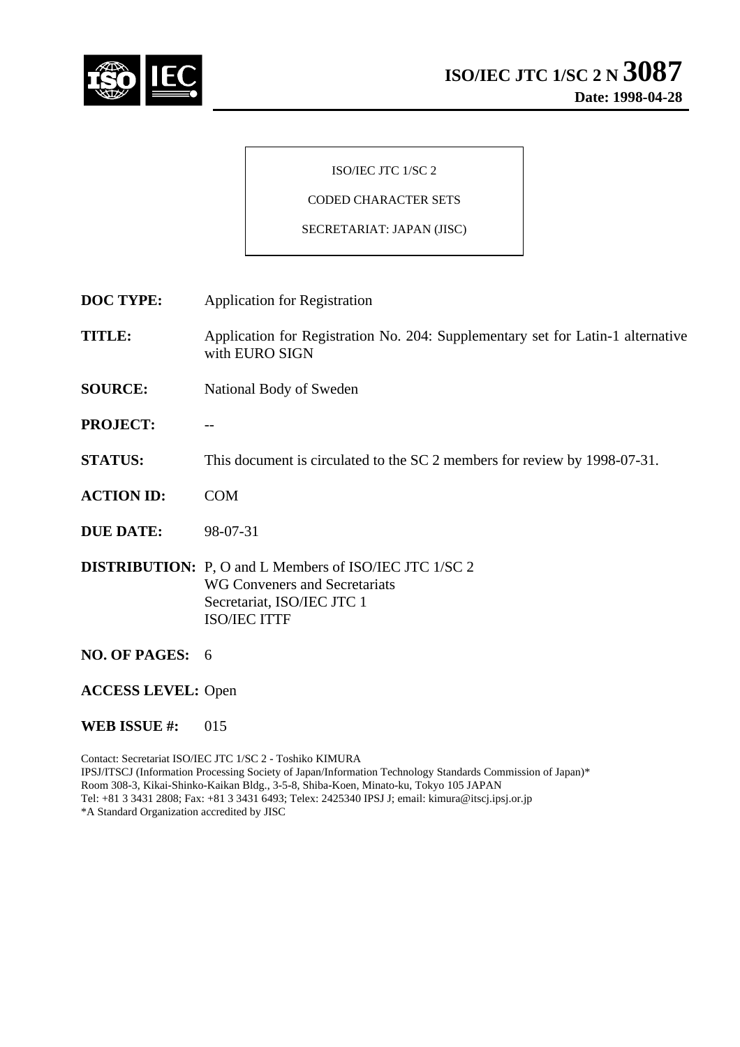**ISO/IEC JTC 1/SC 2 N 3087**
**Date: 1998-04-28**

ISO/IEC JTC 1/SC 2

CODED CHARACTER SETS

SECRETARIAT: JAPAN (JISC)

**DOC TYPE:** Application for Registration

**TITLE:** Application for Registration No. 204: Supplementary set for Latin-1 alternative with EURO SIGN

**SOURCE:** National Body of Sweden

**PROJECT:** --

**STATUS:** This document is circulated to the SC 2 members for review by 1998-07-31.

**ACTION ID:** COM

**DUE DATE:** 98-07-31

**DISTRIBUTION:** P, O and L Members of ISO/IEC JTC 1/SC 2
WG Conveners and Secretariats
Secretariat, ISO/IEC JTC 1
ISO/IEC ITTF

**NO. OF PAGES:** 6

**ACCESS LEVEL:** Open

**WEB ISSUE #:** 015

Contact: Secretariat ISO/IEC JTC 1/SC 2 - Toshiko KIMURA
IPSJ/ITSCJ (Information Processing Society of Japan/Information Technology Standards Commission of Japan)*
Room 308-3, Kikai-Shinko-Kaikan Bldg., 3-5-8, Shiba-Koen, Minato-ku, Tokyo 105 JAPAN
Tel: +81 3 3431 2808; Fax: +81 3 3431 6493; Telex: 2425340 IPSJ J; email: kimura@itscj.ipsj.or.jp
*A Standard Organization accredited by JISC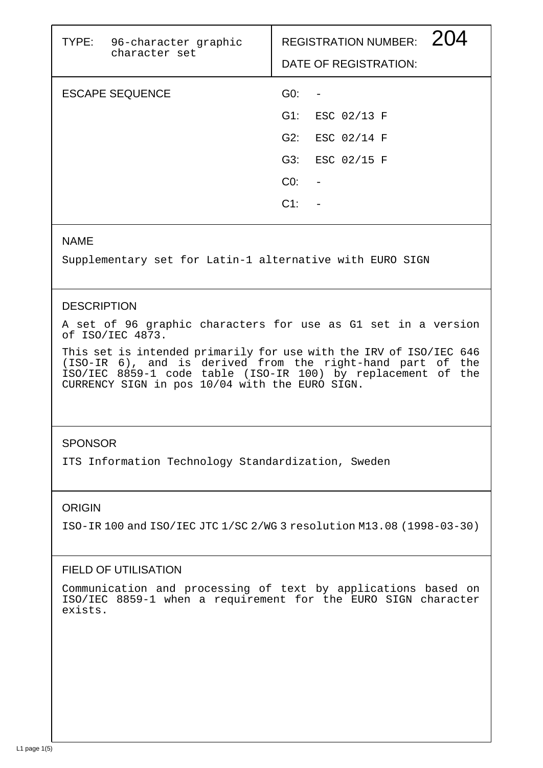| TYPE: 96-character graphic character set | REGISTRATION NUMBER: 204 |
| --- | --- |
| | DATE OF REGISTRATION: |

**ESCAPE SEQUENCE**

- G0: -
- G1: ESC 02/13 F
- G2: ESC 02/14 F
- G3: ESC 02/15 F
- C0: -
- C1: -

## NAME

Supplementary set for Latin-1 alternative with EURO SIGN

## DESCRIPTION

A set of 96 graphic characters for use as G1 set in a version of ISO/IEC 4873.

This set is intended primarily for use with the IRV of ISO/IEC 646 (ISO-IR 6), and is derived from the right-hand part of the ISO/IEC 8859-1 code table (ISO-IR 100) by replacement of the CURRENCY SIGN in pos 10/04 with the EURO SIGN.

## SPONSOR

ITS Information Technology Standardization, Sweden

## ORIGIN

ISO-IR 100 and ISO/IEC JTC 1/SC 2/WG 3 resolution M13.08 (1998-03-30)

## FIELD OF UTILISATION

Communication and processing of text by applications based on ISO/IEC 8859-1 when a requirement for the EURO SIGN character exists.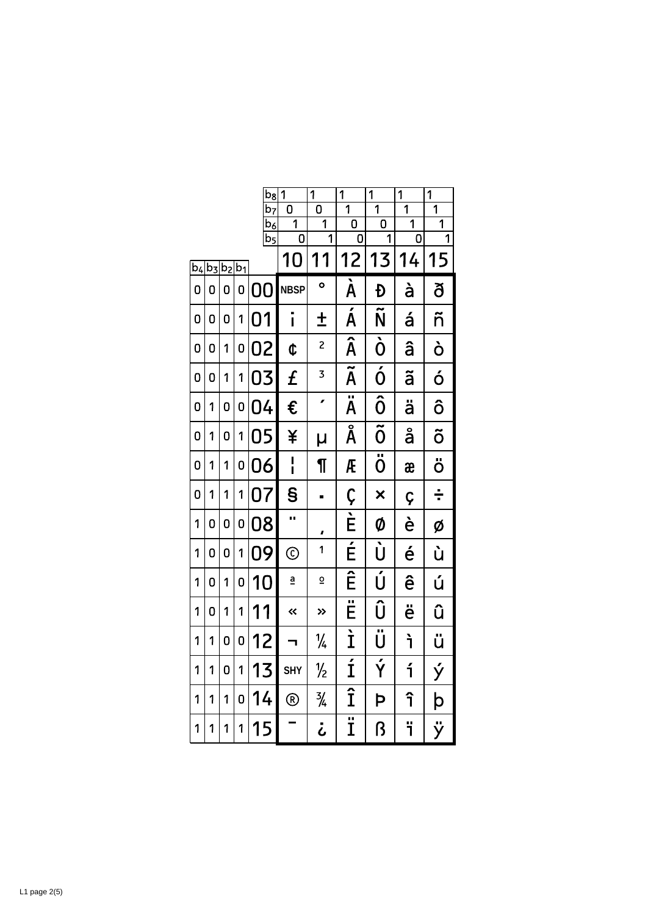| | | | | b8 | 1 | 1 | 1 | 1 | 1 | 1 |
|---|---|---|---|---|---|---|---|---|---|---|
| | | | | b7 | 0 | 0 | 1 | 1 | 1 | 1 |
| | | | | b6 | 1 | 1 | 0 | 0 | 1 | 1 |
| | | | | b5 | 0 | 1 | 0 | 1 | 0 | 1 |
| b4 | b3 | b2 | b1 | | 10 | 11 | 12 | 13 | 14 | 15 |
| 0 | 0 | 0 | 0 | 00 | NBSP | ° | À | Đ | à | ð |
| 0 | 0 | 0 | 1 | 01 | ¡ | ± | Á | Ñ | á | ñ |
| 0 | 0 | 1 | 0 | 02 | ¢ | ² | Â | Ò | â | ò |
| 0 | 0 | 1 | 1 | 03 | £ | ³ | Ã | Ó | ã | ó |
| 0 | 1 | 0 | 0 | 04 | € | ´ | Ä | Ô | ä | ô |
| 0 | 1 | 0 | 1 | 05 | ¥ | µ | Å | Õ | å | õ |
| 0 | 1 | 1 | 0 | 06 | ¦ | ¶ | Æ | Ö | æ | ö |
| 0 | 1 | 1 | 1 | 07 | § | · | Ç | × | ç | ÷ |
| 1 | 0 | 0 | 0 | 08 | ¨ | ¸ | È | Ø | è | ø |
| 1 | 0 | 0 | 1 | 09 | © | ¹ | É | Ù | é | ù |
| 1 | 0 | 1 | 0 | 10 | ª | º | Ê | Ú | ê | ú |
| 1 | 0 | 1 | 1 | 11 | « | » | Ë | Û | ë | û |
| 1 | 1 | 0 | 0 | 12 | ¬ | ¼ | Ì | Ü | ì | ü |
| 1 | 1 | 0 | 1 | 13 | SHY | ½ | Í | Ý | í | ý |
| 1 | 1 | 1 | 0 | 14 | ® | ¾ | Î | Þ | î | þ |
| 1 | 1 | 1 | 1 | 15 | ¯ | ¿ | Ï | ß | ï | ÿ |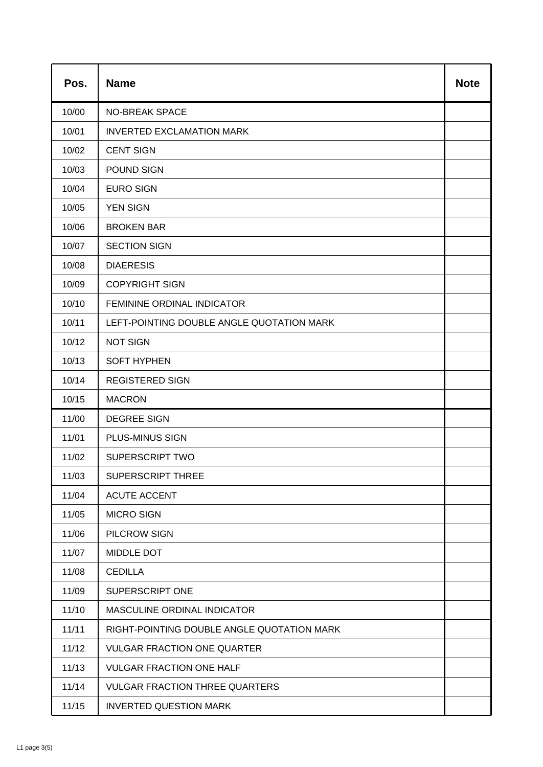| Pos. | Name | Note |
|---|---|---|
| 10/00 | NO-BREAK SPACE | |
| 10/01 | INVERTED EXCLAMATION MARK | |
| 10/02 | CENT SIGN | |
| 10/03 | POUND SIGN | |
| 10/04 | EURO SIGN | |
| 10/05 | YEN SIGN | |
| 10/06 | BROKEN BAR | |
| 10/07 | SECTION SIGN | |
| 10/08 | DIAERESIS | |
| 10/09 | COPYRIGHT SIGN | |
| 10/10 | FEMININE ORDINAL INDICATOR | |
| 10/11 | LEFT-POINTING DOUBLE ANGLE QUOTATION MARK | |
| 10/12 | NOT SIGN | |
| 10/13 | SOFT HYPHEN | |
| 10/14 | REGISTERED SIGN | |
| 10/15 | MACRON | |
| 11/00 | DEGREE SIGN | |
| 11/01 | PLUS-MINUS SIGN | |
| 11/02 | SUPERSCRIPT TWO | |
| 11/03 | SUPERSCRIPT THREE | |
| 11/04 | ACUTE ACCENT | |
| 11/05 | MICRO SIGN | |
| 11/06 | PILCROW SIGN | |
| 11/07 | MIDDLE DOT | |
| 11/08 | CEDILLA | |
| 11/09 | SUPERSCRIPT ONE | |
| 11/10 | MASCULINE ORDINAL INDICATOR | |
| 11/11 | RIGHT-POINTING DOUBLE ANGLE QUOTATION MARK | |
| 11/12 | VULGAR FRACTION ONE QUARTER | |
| 11/13 | VULGAR FRACTION ONE HALF | |
| 11/14 | VULGAR FRACTION THREE QUARTERS | |
| 11/15 | INVERTED QUESTION MARK | |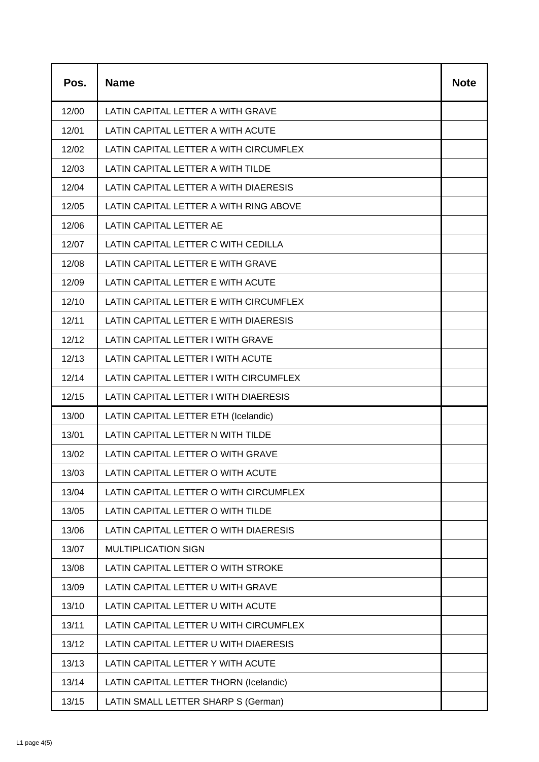| Pos. | Name | Note |
|---|---|---|
| 12/00 | LATIN CAPITAL LETTER A WITH GRAVE | |
| 12/01 | LATIN CAPITAL LETTER A WITH ACUTE | |
| 12/02 | LATIN CAPITAL LETTER A WITH CIRCUMFLEX | |
| 12/03 | LATIN CAPITAL LETTER A WITH TILDE | |
| 12/04 | LATIN CAPITAL LETTER A WITH DIAERESIS | |
| 12/05 | LATIN CAPITAL LETTER A WITH RING ABOVE | |
| 12/06 | LATIN CAPITAL LETTER AE | |
| 12/07 | LATIN CAPITAL LETTER C WITH CEDILLA | |
| 12/08 | LATIN CAPITAL LETTER E WITH GRAVE | |
| 12/09 | LATIN CAPITAL LETTER E WITH ACUTE | |
| 12/10 | LATIN CAPITAL LETTER E WITH CIRCUMFLEX | |
| 12/11 | LATIN CAPITAL LETTER E WITH DIAERESIS | |
| 12/12 | LATIN CAPITAL LETTER I WITH GRAVE | |
| 12/13 | LATIN CAPITAL LETTER I WITH ACUTE | |
| 12/14 | LATIN CAPITAL LETTER I WITH CIRCUMFLEX | |
| 12/15 | LATIN CAPITAL LETTER I WITH DIAERESIS | |
| 13/00 | LATIN CAPITAL LETTER ETH (Icelandic) | |
| 13/01 | LATIN CAPITAL LETTER N WITH TILDE | |
| 13/02 | LATIN CAPITAL LETTER O WITH GRAVE | |
| 13/03 | LATIN CAPITAL LETTER O WITH ACUTE | |
| 13/04 | LATIN CAPITAL LETTER O WITH CIRCUMFLEX | |
| 13/05 | LATIN CAPITAL LETTER O WITH TILDE | |
| 13/06 | LATIN CAPITAL LETTER O WITH DIAERESIS | |
| 13/07 | MULTIPLICATION SIGN | |
| 13/08 | LATIN CAPITAL LETTER O WITH STROKE | |
| 13/09 | LATIN CAPITAL LETTER U WITH GRAVE | |
| 13/10 | LATIN CAPITAL LETTER U WITH ACUTE | |
| 13/11 | LATIN CAPITAL LETTER U WITH CIRCUMFLEX | |
| 13/12 | LATIN CAPITAL LETTER U WITH DIAERESIS | |
| 13/13 | LATIN CAPITAL LETTER Y WITH ACUTE | |
| 13/14 | LATIN CAPITAL LETTER THORN (Icelandic) | |
| 13/15 | LATIN SMALL LETTER SHARP S (German) | |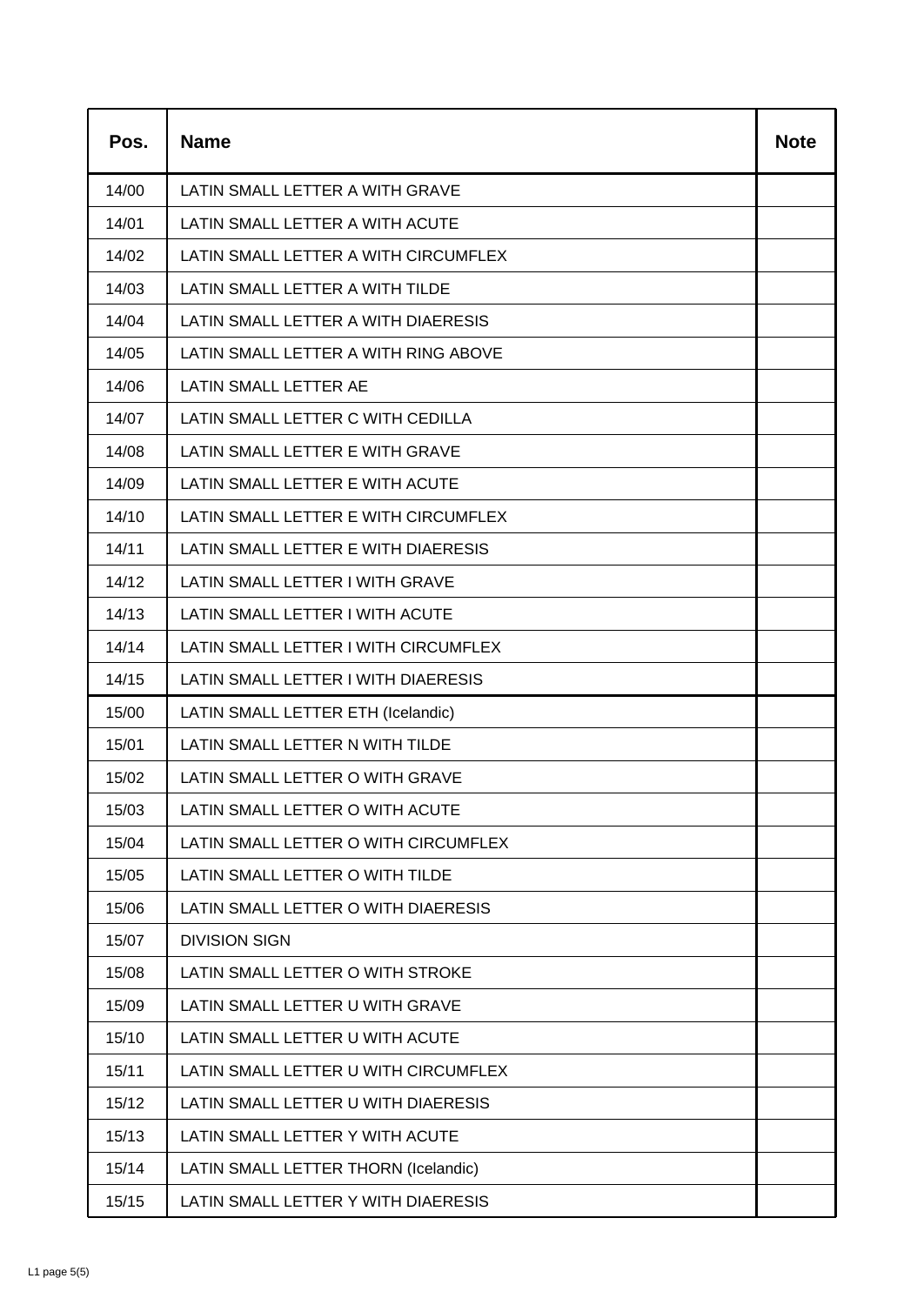| Pos. | Name | Note |
|---|---|---|
| 14/00 | LATIN SMALL LETTER A WITH GRAVE | |
| 14/01 | LATIN SMALL LETTER A WITH ACUTE | |
| 14/02 | LATIN SMALL LETTER A WITH CIRCUMFLEX | |
| 14/03 | LATIN SMALL LETTER A WITH TILDE | |
| 14/04 | LATIN SMALL LETTER A WITH DIAERESIS | |
| 14/05 | LATIN SMALL LETTER A WITH RING ABOVE | |
| 14/06 | LATIN SMALL LETTER AE | |
| 14/07 | LATIN SMALL LETTER C WITH CEDILLA | |
| 14/08 | LATIN SMALL LETTER E WITH GRAVE | |
| 14/09 | LATIN SMALL LETTER E WITH ACUTE | |
| 14/10 | LATIN SMALL LETTER E WITH CIRCUMFLEX | |
| 14/11 | LATIN SMALL LETTER E WITH DIAERESIS | |
| 14/12 | LATIN SMALL LETTER I WITH GRAVE | |
| 14/13 | LATIN SMALL LETTER I WITH ACUTE | |
| 14/14 | LATIN SMALL LETTER I WITH CIRCUMFLEX | |
| 14/15 | LATIN SMALL LETTER I WITH DIAERESIS | |
| 15/00 | LATIN SMALL LETTER ETH (Icelandic) | |
| 15/01 | LATIN SMALL LETTER N WITH TILDE | |
| 15/02 | LATIN SMALL LETTER O WITH GRAVE | |
| 15/03 | LATIN SMALL LETTER O WITH ACUTE | |
| 15/04 | LATIN SMALL LETTER O WITH CIRCUMFLEX | |
| 15/05 | LATIN SMALL LETTER O WITH TILDE | |
| 15/06 | LATIN SMALL LETTER O WITH DIAERESIS | |
| 15/07 | DIVISION SIGN | |
| 15/08 | LATIN SMALL LETTER O WITH STROKE | |
| 15/09 | LATIN SMALL LETTER U WITH GRAVE | |
| 15/10 | LATIN SMALL LETTER U WITH ACUTE | |
| 15/11 | LATIN SMALL LETTER U WITH CIRCUMFLEX | |
| 15/12 | LATIN SMALL LETTER U WITH DIAERESIS | |
| 15/13 | LATIN SMALL LETTER Y WITH ACUTE | |
| 15/14 | LATIN SMALL LETTER THORN (Icelandic) | |
| 15/15 | LATIN SMALL LETTER Y WITH DIAERESIS | |